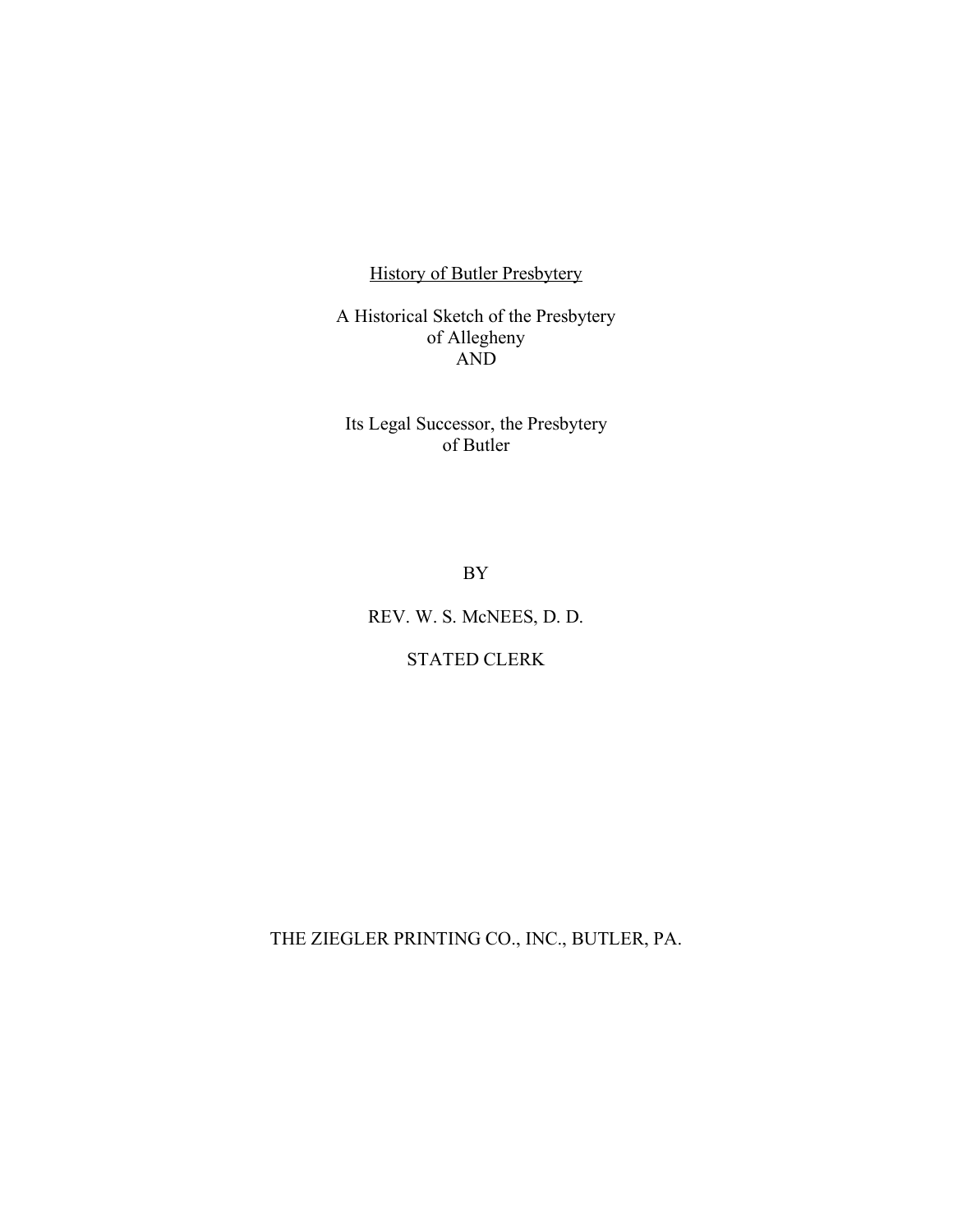# History of Butler Presbytery

A Historical Sketch of the Presbytery of Allegheny AND

Its Legal Successor, the Presbytery of Butler

BY

REV. W. S. McNEES, D. D.

STATED CLERK

THE ZIEGLER PRINTING CO., INC., BUTLER, PA.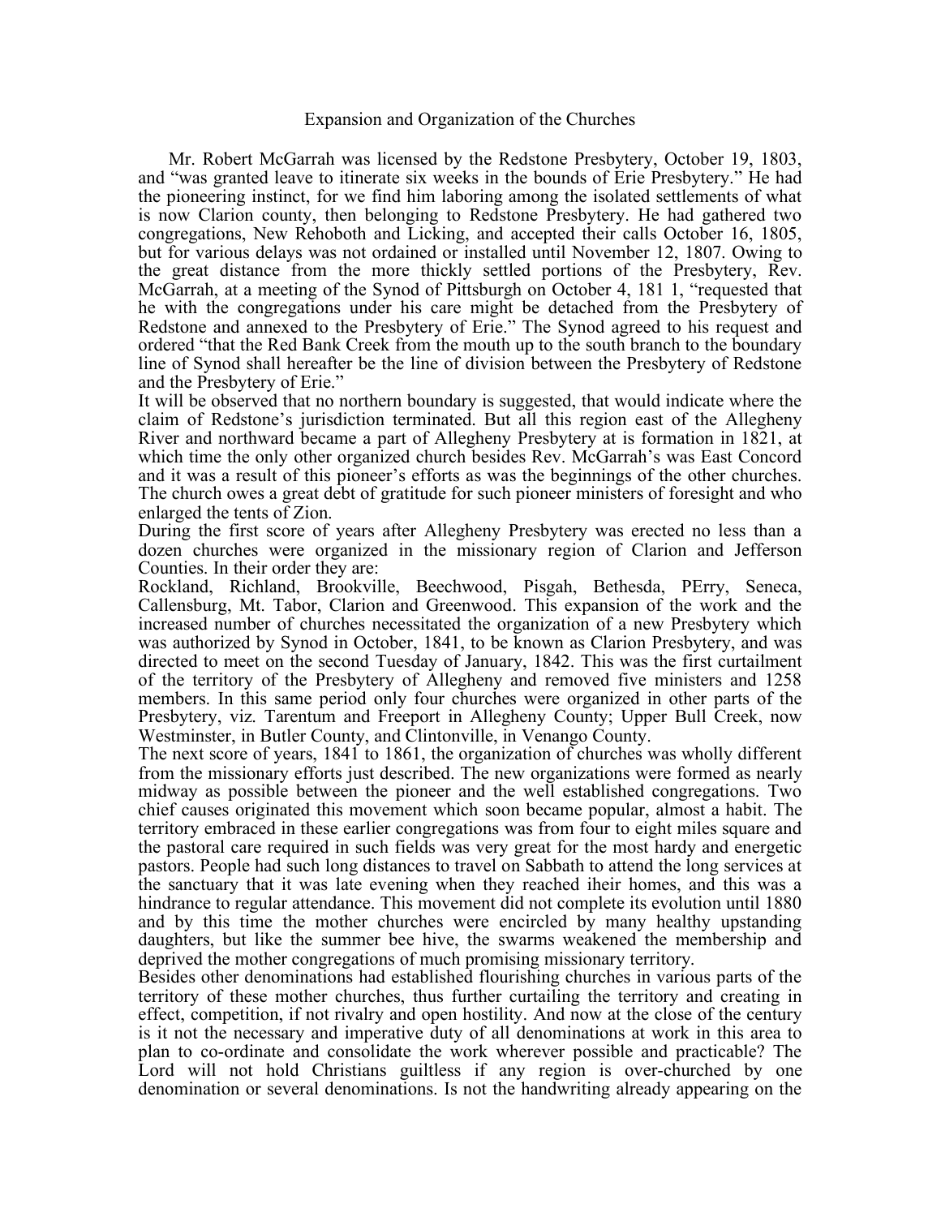## Expansion and Organization of the Churches

Mr. Robert McGarrah was licensed by the Redstone Presbytery, October 19, 1803, and "was granted leave to itinerate six weeks in the bounds of Erie Presbytery." He had the pioneering instinct, for we find him laboring among the isolated settlements of what is now Clarion county, then belonging to Redstone Presbytery. He had gathered two congregations, New Rehoboth and Licking, and accepted their calls October 16, 1805, but for various delays was not ordained or installed until November 12, 1807. Owing to the great distance from the more thickly settled portions of the Presbytery, Rev. McGarrah, at a meeting of the Synod of Pittsburgh on October 4, 181 1, "requested that he with the congregations under his care might be detached from the Presbytery of Redstone and annexed to the Presbytery of Erie." The Synod agreed to his request and ordered "that the Red Bank Creek from the mouth up to the south branch to the boundary line of Synod shall hereafter be the line of division between the Presbytery of Redstone and the Presbytery of Erie."

It will be observed that no northern boundary is suggested, that would indicate where the claim of Redstone's jurisdiction terminated. But all this region east of the Allegheny River and northward became a part of Allegheny Presbytery at is formation in 1821, at which time the only other organized church besides Rev. McGarrah's was East Concord and it was a result of this pioneer's efforts as was the beginnings of the other churches. The church owes a great debt of gratitude for such pioneer ministers of foresight and who enlarged the tents of Zion.

During the first score of years after Allegheny Presbytery was erected no less than a dozen churches were organized in the missionary region of Clarion and Jefferson Counties. In their order they are:

Rockland, Richland, Brookville, Beechwood, Pisgah, Bethesda, PErry, Seneca, Callensburg, Mt. Tabor, Clarion and Greenwood. This expansion of the work and the increased number of churches necessitated the organization of a new Presbytery which was authorized by Synod in October, 1841, to be known as Clarion Presbytery, and was directed to meet on the second Tuesday of January, 1842. This was the first curtailment of the territory of the Presbytery of Allegheny and removed five ministers and 1258 members. In this same period only four churches were organized in other parts of the Presbytery, viz. Tarentum and Freeport in Allegheny County; Upper Bull Creek, now Westminster, in Butler County, and Clintonville, in Venango County.

The next score of years, 1841 to 1861, the organization of churches was wholly different from the missionary efforts just described. The new organizations were formed as nearly midway as possible between the pioneer and the well established congregations. Two chief causes originated this movement which soon became popular, almost a habit. The territory embraced in these earlier congregations was from four to eight miles square and the pastoral care required in such fields was very great for the most hardy and energetic pastors. People had such long distances to travel on Sabbath to attend the long services at the sanctuary that it was late evening when they reached iheir homes, and this was a hindrance to regular attendance. This movement did not complete its evolution until 1880 and by this time the mother churches were encircled by many healthy upstanding daughters, but like the summer bee hive, the swarms weakened the membership and deprived the mother congregations of much promising missionary territory.

Besides other denominations had established flourishing churches in various parts of the territory of these mother churches, thus further curtailing the territory and creating in effect, competition, if not rivalry and open hostility. And now at the close of the century is it not the necessary and imperative duty of all denominations at work in this area to plan to co-ordinate and consolidate the work wherever possible and practicable? The Lord will not hold Christians guiltless if any region is over-churched by one denomination or several denominations. Is not the handwriting already appearing on the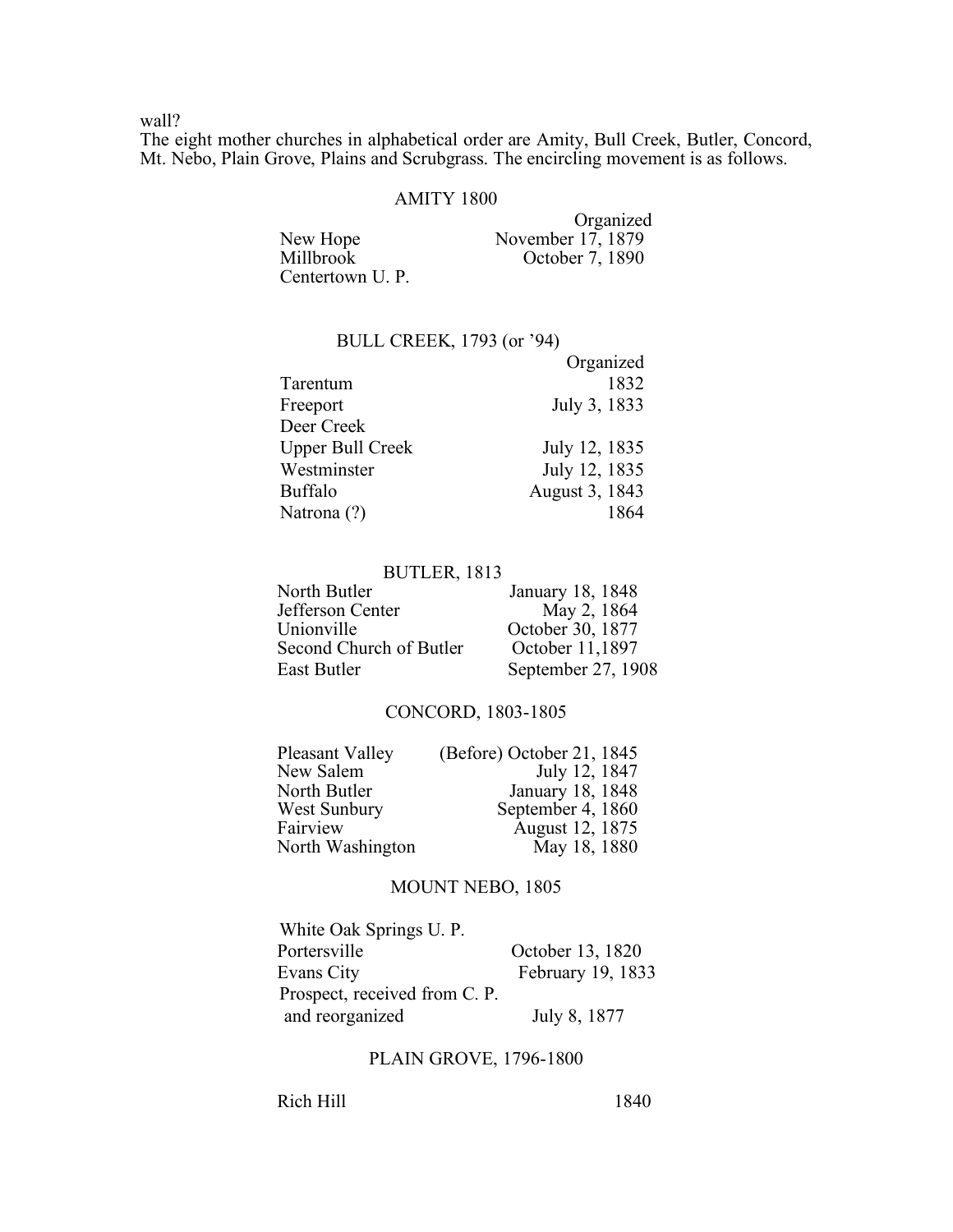wall?

The eight mother churches in alphabetical order are Amity, Bull Creek, Butler, Concord, Mt. Nebo, Plain Grove, Plains and Scrubgrass. The encircling movement is as follows.

### AMITY 1800

| | Organized |
|---|---|
| New Hope | November 17, 1879 |
| Millbrook | October 7, 1890 |
| Centertown U. P. | |

### BULL CREEK, 1793 (or '94)

| | Organized |
|---|---|
| Tarentum | 1832 |
| Freeport | July 3, 1833 |
| Deer Creek | |
| Upper Bull Creek | July 12, 1835 |
| Westminster | July 12, 1835 |
| Buffalo | August 3, 1843 |
| Natrona (?) | 1864 |

### BUTLER, 1813

| | |
|---|---|
| North Butler | January 18, 1848 |
| Jefferson Center | May 2, 1864 |
| Unionville | October 30, 1877 |
| Second Church of Butler | October 11,1897 |
| East Butler | September 27, 1908 |

### CONCORD, 1803-1805

| | |
|---|---|
| Pleasant Valley | (Before) October 21, 1845 |
| New Salem | July 12, 1847 |
| North Butler | January 18, 1848 |
| West Sunbury | September 4, 1860 |
| Fairview | August 12, 1875 |
| North Washington | May 18, 1880 |

### MOUNT NEBO, 1805

| | |
|---|---|
| White Oak Springs U. P. | |
| Portersville | October 13, 1820 |
| Evans City | February 19, 1833 |
| Prospect, received from C. P. and reorganized | July 8, 1877 |

### PLAIN GROVE, 1796-1800

| | |
|---|---|
| Rich Hill | 1840 |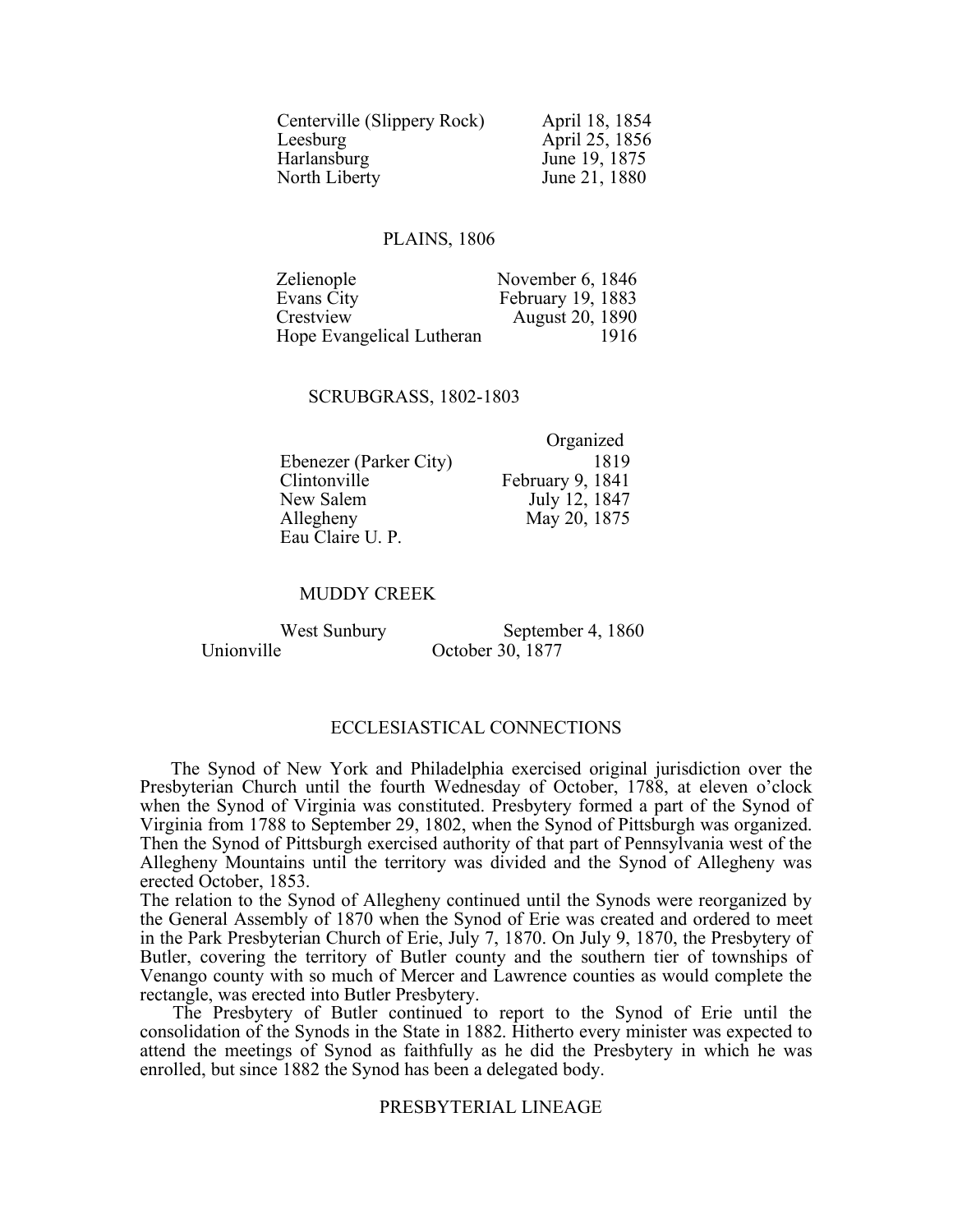| | |
|---|---|
| Centerville (Slippery Rock) | April 18, 1854 |
| Leesburg | April 25, 1856 |
| Harlansburg | June 19, 1875 |
| North Liberty | June 21, 1880 |

PLAINS, 1806

| | |
|---|---|
| Zelienople | November 6, 1846 |
| Evans City | February 19, 1883 |
| Crestview | August 20, 1890 |
| Hope Evangelical Lutheran | 1916 |

SCRUBGRASS, 1802-1803

| | Organized |
|---|---|
| Ebenezer (Parker City) | 1819 |
| Clintonville | February 9, 1841 |
| New Salem | July 12, 1847 |
| Allegheny | May 20, 1875 |
| Eau Claire U. P. | |

MUDDY CREEK

| | |
|---|---|
| West Sunbury | September 4, 1860 |
| Unionville | October 30, 1877 |

## ECCLESIASTICAL CONNECTIONS

The Synod of New York and Philadelphia exercised original jurisdiction over the Presbyterian Church until the fourth Wednesday of October, 1788, at eleven o'clock when the Synod of Virginia was constituted. Presbytery formed a part of the Synod of Virginia from 1788 to September 29, 1802, when the Synod of Pittsburgh was organized. Then the Synod of Pittsburgh exercised authority of that part of Pennsylvania west of the Allegheny Mountains until the territory was divided and the Synod of Allegheny was erected October, 1853.

The relation to the Synod of Allegheny continued until the Synods were reorganized by the General Assembly of 1870 when the Synod of Erie was created and ordered to meet in the Park Presbyterian Church of Erie, July 7, 1870. On July 9, 1870, the Presbytery of Butler, covering the territory of Butler county and the southern tier of townships of Venango county with so much of Mercer and Lawrence counties as would complete the rectangle, was erected into Butler Presbytery.

The Presbytery of Butler continued to report to the Synod of Erie until the consolidation of the Synods in the State in 1882. Hitherto every minister was expected to attend the meetings of Synod as faithfully as he did the Presbytery in which he was enrolled, but since 1882 the Synod has been a delegated body.

## PRESBYTERIAL LINEAGE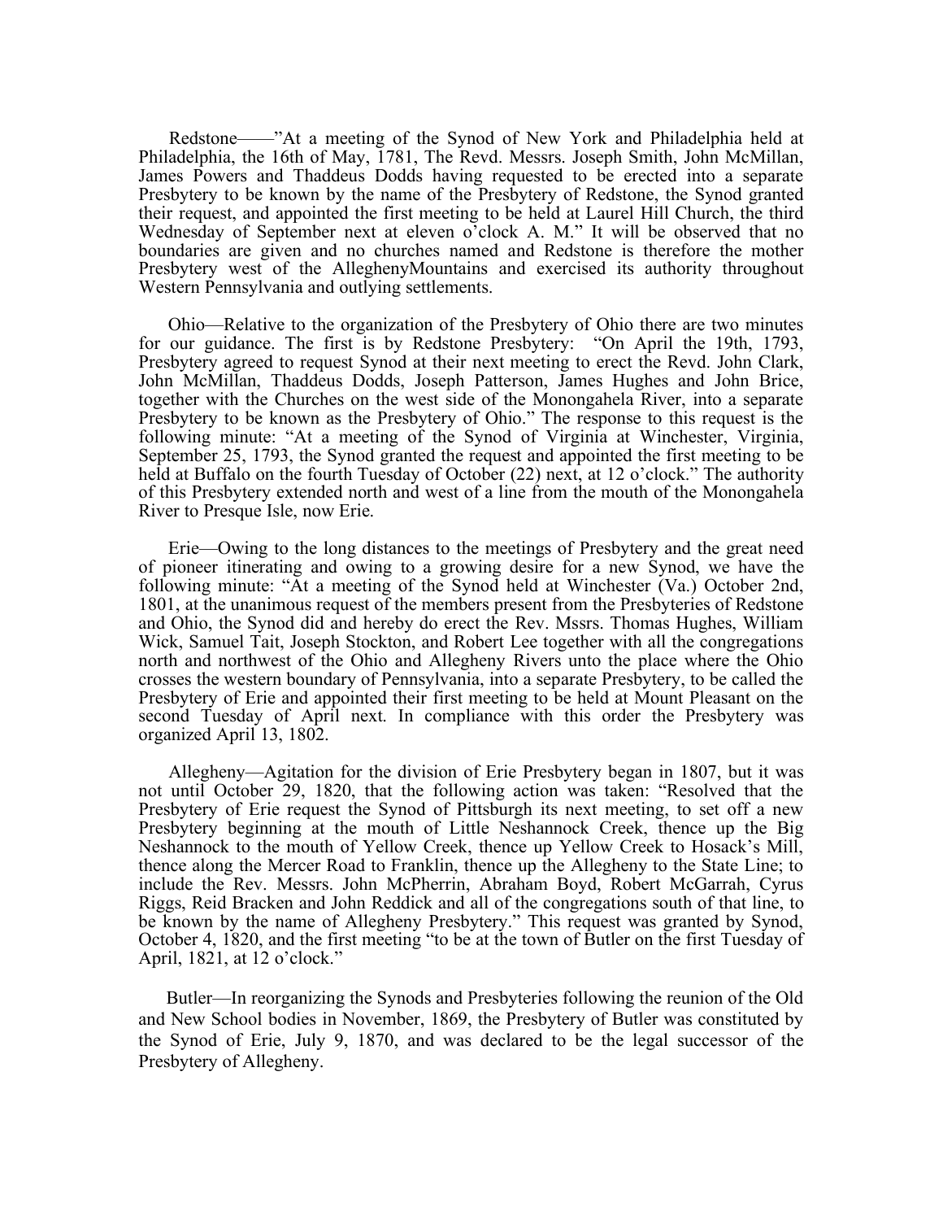Redstone——"At a meeting of the Synod of New York and Philadelphia held at Philadelphia, the 16th of May, 1781, The Revd. Messrs. Joseph Smith, John McMillan, James Powers and Thaddeus Dodds having requested to be erected into a separate Presbytery to be known by the name of the Presbytery of Redstone, the Synod granted their request, and appointed the first meeting to be held at Laurel Hill Church, the third Wednesday of September next at eleven o'clock A. M." It will be observed that no boundaries are given and no churches named and Redstone is therefore the mother Presbytery west of the AlleghenyMountains and exercised its authority throughout Western Pennsylvania and outlying settlements.

Ohio—Relative to the organization of the Presbytery of Ohio there are two minutes for our guidance. The first is by Redstone Presbytery: "On April the 19th, 1793, Presbytery agreed to request Synod at their next meeting to erect the Revd. John Clark, John McMillan, Thaddeus Dodds, Joseph Patterson, James Hughes and John Brice, together with the Churches on the west side of the Monongahela River, into a separate Presbytery to be known as the Presbytery of Ohio." The response to this request is the following minute: "At a meeting of the Synod of Virginia at Winchester, Virginia, September 25, 1793, the Synod granted the request and appointed the first meeting to be held at Buffalo on the fourth Tuesday of October (22) next, at 12 o'clock." The authority of this Presbytery extended north and west of a line from the mouth of the Monongahela River to Presque Isle, now Erie.

Erie—Owing to the long distances to the meetings of Presbytery and the great need of pioneer itinerating and owing to a growing desire for a new Synod, we have the following minute: "At a meeting of the Synod held at Winchester (Va.) October 2nd, 1801, at the unanimous request of the members present from the Presbyteries of Redstone and Ohio, the Synod did and hereby do erect the Rev. Mssrs. Thomas Hughes, William Wick, Samuel Tait, Joseph Stockton, and Robert Lee together with all the congregations north and northwest of the Ohio and Allegheny Rivers unto the place where the Ohio crosses the western boundary of Pennsylvania, into a separate Presbytery, to be called the Presbytery of Erie and appointed their first meeting to be held at Mount Pleasant on the second Tuesday of April next. In compliance with this order the Presbytery was organized April 13, 1802.

Allegheny—Agitation for the division of Erie Presbytery began in 1807, but it was not until October 29, 1820, that the following action was taken: "Resolved that the Presbytery of Erie request the Synod of Pittsburgh its next meeting, to set off a new Presbytery beginning at the mouth of Little Neshannock Creek, thence up the Big Neshannock to the mouth of Yellow Creek, thence up Yellow Creek to Hosack's Mill, thence along the Mercer Road to Franklin, thence up the Allegheny to the State Line; to include the Rev. Messrs. John McPherrin, Abraham Boyd, Robert McGarrah, Cyrus Riggs, Reid Bracken and John Reddick and all of the congregations south of that line, to be known by the name of Allegheny Presbytery." This request was granted by Synod, October 4, 1820, and the first meeting "to be at the town of Butler on the first Tuesday of April, 1821, at 12 o'clock."

Butler—In reorganizing the Synods and Presbyteries following the reunion of the Old and New School bodies in November, 1869, the Presbytery of Butler was constituted by the Synod of Erie, July 9, 1870, and was declared to be the legal successor of the Presbytery of Allegheny.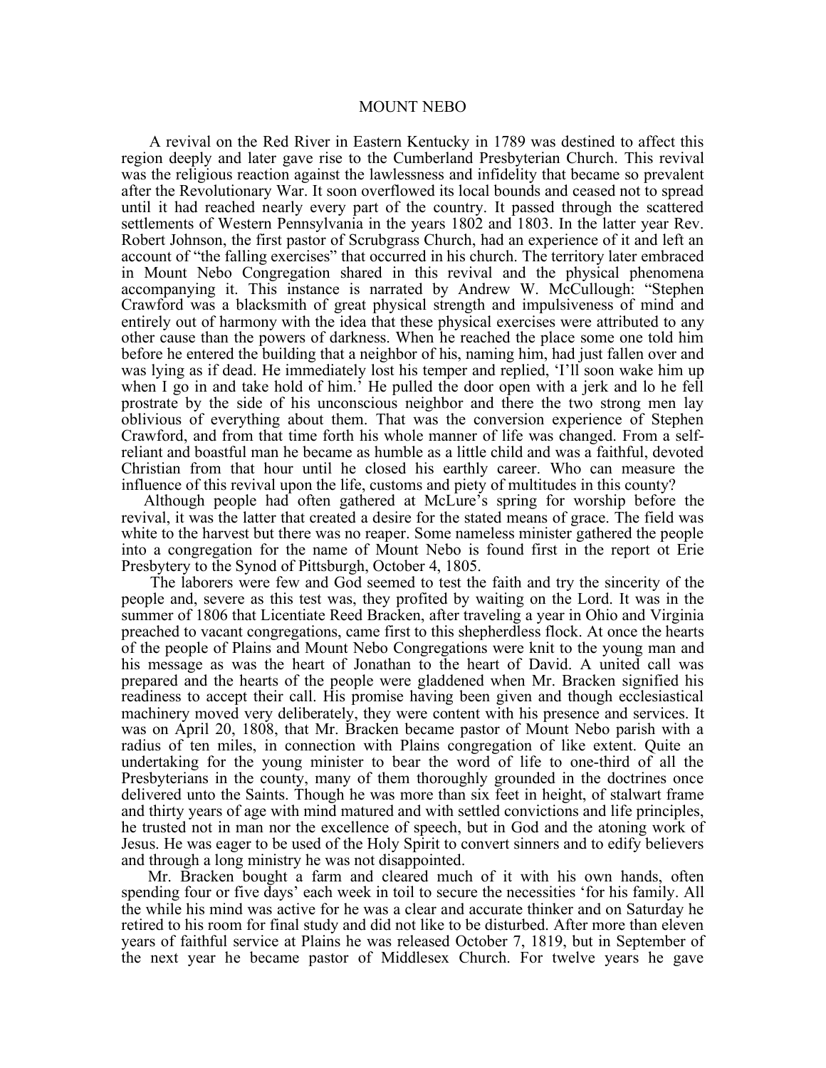# MOUNT NEBO

A revival on the Red River in Eastern Kentucky in 1789 was destined to affect this region deeply and later gave rise to the Cumberland Presbyterian Church. This revival was the religious reaction against the lawlessness and infidelity that became so prevalent after the Revolutionary War. It soon overflowed its local bounds and ceased not to spread until it had reached nearly every part of the country. It passed through the scattered settlements of Western Pennsylvania in the years 1802 and 1803. In the latter year Rev. Robert Johnson, the first pastor of Scrubgrass Church, had an experience of it and left an account of "the falling exercises" that occurred in his church. The territory later embraced in Mount Nebo Congregation shared in this revival and the physical phenomena accompanying it. This instance is narrated by Andrew W. McCullough: "Stephen Crawford was a blacksmith of great physical strength and impulsiveness of mind and entirely out of harmony with the idea that these physical exercises were attributed to any other cause than the powers of darkness. When he reached the place some one told him before he entered the building that a neighbor of his, naming him, had just fallen over and was lying as if dead. He immediately lost his temper and replied, 'I'll soon wake him up when I go in and take hold of him.' He pulled the door open with a jerk and lo he fell prostrate by the side of his unconscious neighbor and there the two strong men lay oblivious of everything about them. That was the conversion experience of Stephen Crawford, and from that time forth his whole manner of life was changed. From a self-reliant and boastful man he became as humble as a little child and was a faithful, devoted Christian from that hour until he closed his earthly career. Who can measure the influence of this revival upon the life, customs and piety of multitudes in this county?

Although people had often gathered at McLure's spring for worship before the revival, it was the latter that created a desire for the stated means of grace. The field was white to the harvest but there was no reaper. Some nameless minister gathered the people into a congregation for the name of Mount Nebo is found first in the report ot Erie Presbytery to the Synod of Pittsburgh, October 4, 1805.

The laborers were few and God seemed to test the faith and try the sincerity of the people and, severe as this test was, they profited by waiting on the Lord. It was in the summer of 1806 that Licentiate Reed Bracken, after traveling a year in Ohio and Virginia preached to vacant congregations, came first to this shepherdless flock. At once the hearts of the people of Plains and Mount Nebo Congregations were knit to the young man and his message as was the heart of Jonathan to the heart of David. A united call was prepared and the hearts of the people were gladdened when Mr. Bracken signified his readiness to accept their call. His promise having been given and though ecclesiastical machinery moved very deliberately, they were content with his presence and services. It was on April 20, 1808, that Mr. Bracken became pastor of Mount Nebo parish with a radius of ten miles, in connection with Plains congregation of like extent. Quite an undertaking for the young minister to bear the word of life to one-third of all the Presbyterians in the county, many of them thoroughly grounded in the doctrines once delivered unto the Saints. Though he was more than six feet in height, of stalwart frame and thirty years of age with mind matured and with settled convictions and life principles, he trusted not in man nor the excellence of speech, but in God and the atoning work of Jesus. He was eager to be used of the Holy Spirit to convert sinners and to edify believers and through a long ministry he was not disappointed.

Mr. Bracken bought a farm and cleared much of it with his own hands, often spending four or five days' each week in toil to secure the necessities 'for his family. All the while his mind was active for he was a clear and accurate thinker and on Saturday he retired to his room for final study and did not like to be disturbed. After more than eleven years of faithful service at Plains he was released October 7, 1819, but in September of the next year he became pastor of Middlesex Church. For twelve years he gave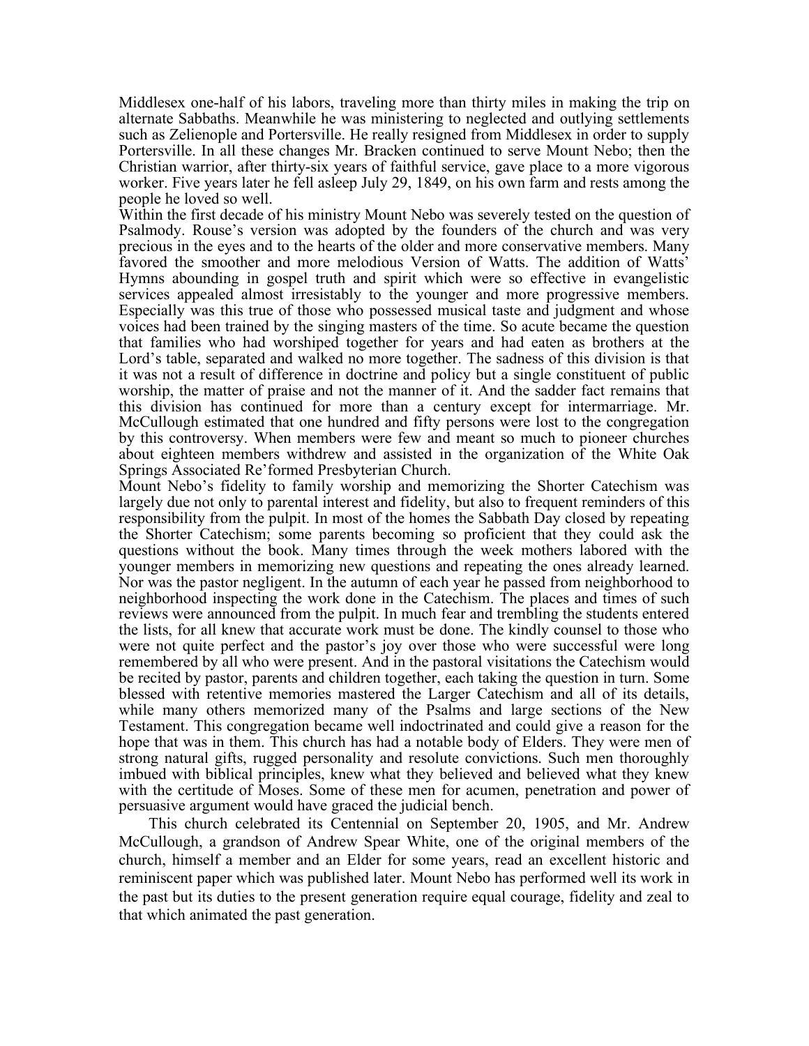Middlesex one-half of his labors, traveling more than thirty miles in making the trip on alternate Sabbaths. Meanwhile he was ministering to neglected and outlying settlements such as Zelienople and Portersville. He really resigned from Middlesex in order to supply Portersville. In all these changes Mr. Bracken continued to serve Mount Nebo; then the Christian warrior, after thirty-six years of faithful service, gave place to a more vigorous worker. Five years later he fell asleep July 29, 1849, on his own farm and rests among the people he loved so well.

Within the first decade of his ministry Mount Nebo was severely tested on the question of Psalmody. Rouse's version was adopted by the founders of the church and was very precious in the eyes and to the hearts of the older and more conservative members. Many favored the smoother and more melodious Version of Watts. The addition of Watts' Hymns abounding in gospel truth and spirit which were so effective in evangelistic services appealed almost irresistably to the younger and more progressive members. Especially was this true of those who possessed musical taste and judgment and whose voices had been trained by the singing masters of the time. So acute became the question that families who had worshiped together for years and had eaten as brothers at the Lord's table, separated and walked no more together. The sadness of this division is that it was not a result of difference in doctrine and policy but a single constituent of public worship, the matter of praise and not the manner of it. And the sadder fact remains that this division has continued for more than a century except for intermarriage. Mr. McCullough estimated that one hundred and fifty persons were lost to the congregation by this controversy. When members were few and meant so much to pioneer churches about eighteen members withdrew and assisted in the organization of the White Oak Springs Associated Re'formed Presbyterian Church.

Mount Nebo's fidelity to family worship and memorizing the Shorter Catechism was largely due not only to parental interest and fidelity, but also to frequent reminders of this responsibility from the pulpit. In most of the homes the Sabbath Day closed by repeating the Shorter Catechism; some parents becoming so proficient that they could ask the questions without the book. Many times through the week mothers labored with the younger members in memorizing new questions and repeating the ones already learned. Nor was the pastor negligent. In the autumn of each year he passed from neighborhood to neighborhood inspecting the work done in the Catechism. The places and times of such reviews were announced from the pulpit. In much fear and trembling the students entered the lists, for all knew that accurate work must be done. The kindly counsel to those who were not quite perfect and the pastor's joy over those who were successful were long remembered by all who were present. And in the pastoral visitations the Catechism would be recited by pastor, parents and children together, each taking the question in turn. Some blessed with retentive memories mastered the Larger Catechism and all of its details, while many others memorized many of the Psalms and large sections of the New Testament. This congregation became well indoctrinated and could give a reason for the hope that was in them. This church has had a notable body of Elders. They were men of strong natural gifts, rugged personality and resolute convictions. Such men thoroughly imbued with biblical principles, knew what they believed and believed what they knew with the certitude of Moses. Some of these men for acumen, penetration and power of persuasive argument would have graced the judicial bench.

This church celebrated its Centennial on September 20, 1905, and Mr. Andrew McCullough, a grandson of Andrew Spear White, one of the original members of the church, himself a member and an Elder for some years, read an excellent historic and reminiscent paper which was published later. Mount Nebo has performed well its work in the past but its duties to the present generation require equal courage, fidelity and zeal to that which animated the past generation.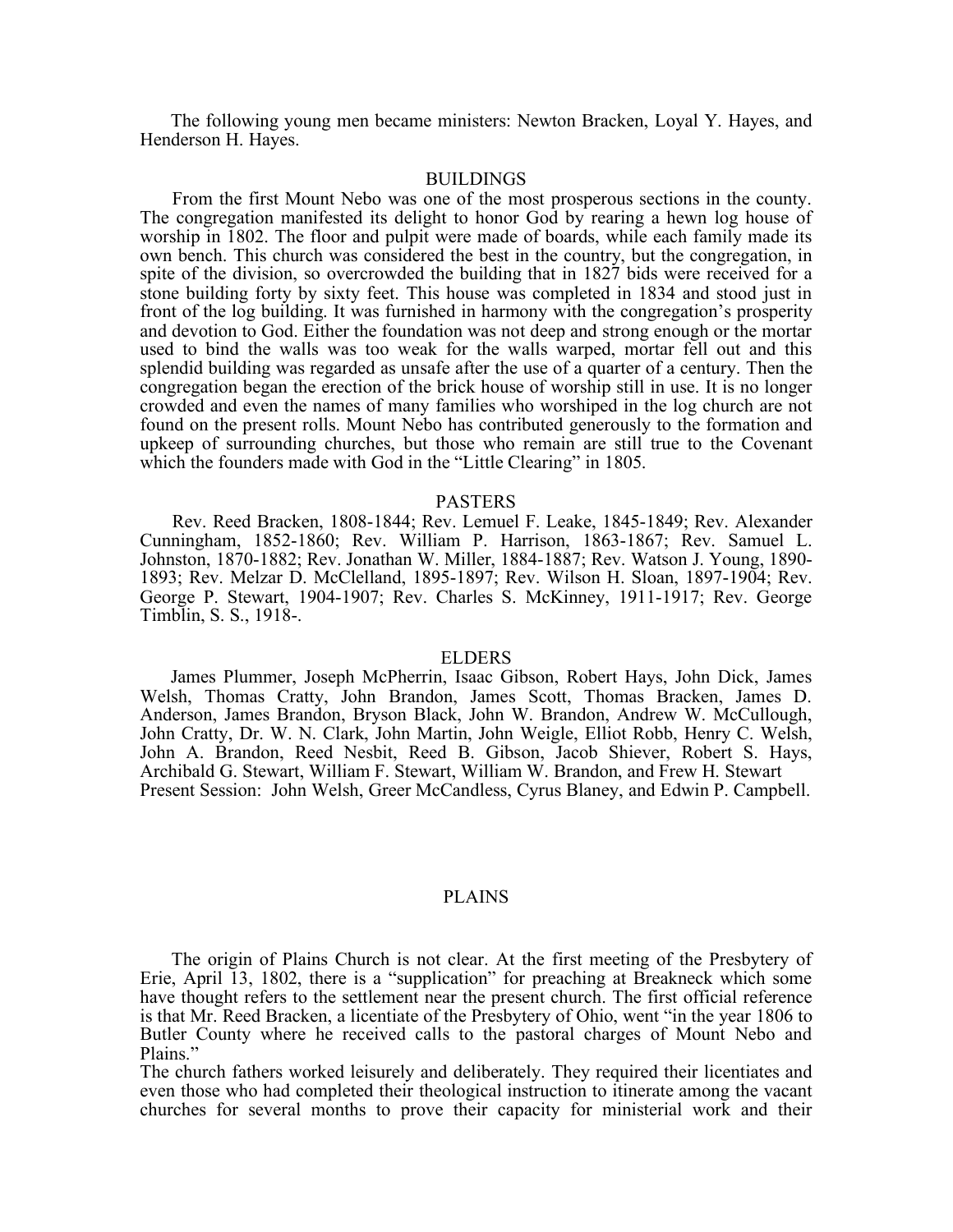The following young men became ministers: Newton Bracken, Loyal Y. Hayes, and Henderson H. Hayes.

## BUILDINGS

From the first Mount Nebo was one of the most prosperous sections in the county. The congregation manifested its delight to honor God by rearing a hewn log house of worship in 1802. The floor and pulpit were made of boards, while each family made its own bench. This church was considered the best in the country, but the congregation, in spite of the division, so overcrowded the building that in 1827 bids were received for a stone building forty by sixty feet. This house was completed in 1834 and stood just in front of the log building. It was furnished in harmony with the congregation's prosperity and devotion to God. Either the foundation was not deep and strong enough or the mortar used to bind the walls was too weak for the walls warped, mortar fell out and this splendid building was regarded as unsafe after the use of a quarter of a century. Then the congregation began the erection of the brick house of worship still in use. It is no longer crowded and even the names of many families who worshiped in the log church are not found on the present rolls. Mount Nebo has contributed generously to the formation and upkeep of surrounding churches, but those who remain are still true to the Covenant which the founders made with God in the "Little Clearing" in 1805.

## PASTERS

Rev. Reed Bracken, 1808-1844; Rev. Lemuel F. Leake, 1845-1849; Rev. Alexander Cunningham, 1852-1860; Rev. William P. Harrison, 1863-1867; Rev. Samuel L. Johnston, 1870-1882; Rev. Jonathan W. Miller, 1884-1887; Rev. Watson J. Young, 1890-1893; Rev. Melzar D. McClelland, 1895-1897; Rev. Wilson H. Sloan, 1897-1904; Rev. George P. Stewart, 1904-1907; Rev. Charles S. McKinney, 1911-1917; Rev. George Timblin, S. S., 1918-.

## ELDERS

James Plummer, Joseph McPherrin, Isaac Gibson, Robert Hays, John Dick, James Welsh, Thomas Cratty, John Brandon, James Scott, Thomas Bracken, James D. Anderson, James Brandon, Bryson Black, John W. Brandon, Andrew W. McCullough, John Cratty, Dr. W. N. Clark, John Martin, John Weigle, Elliot Robb, Henry C. Welsh, John A. Brandon, Reed Nesbit, Reed B. Gibson, Jacob Shiever, Robert S. Hays, Archibald G. Stewart, William F. Stewart, William W. Brandon, and Frew H. Stewart
Present Session: John Welsh, Greer McCandless, Cyrus Blaney, and Edwin P. Campbell.

# PLAINS

The origin of Plains Church is not clear. At the first meeting of the Presbytery of Erie, April 13, 1802, there is a "supplication" for preaching at Breakneck which some have thought refers to the settlement near the present church. The first official reference is that Mr. Reed Bracken, a licentiate of the Presbytery of Ohio, went "in the year 1806 to Butler County where he received calls to the pastoral charges of Mount Nebo and Plains."

The church fathers worked leisurely and deliberately. They required their licentiates and even those who had completed their theological instruction to itinerate among the vacant churches for several months to prove their capacity for ministerial work and their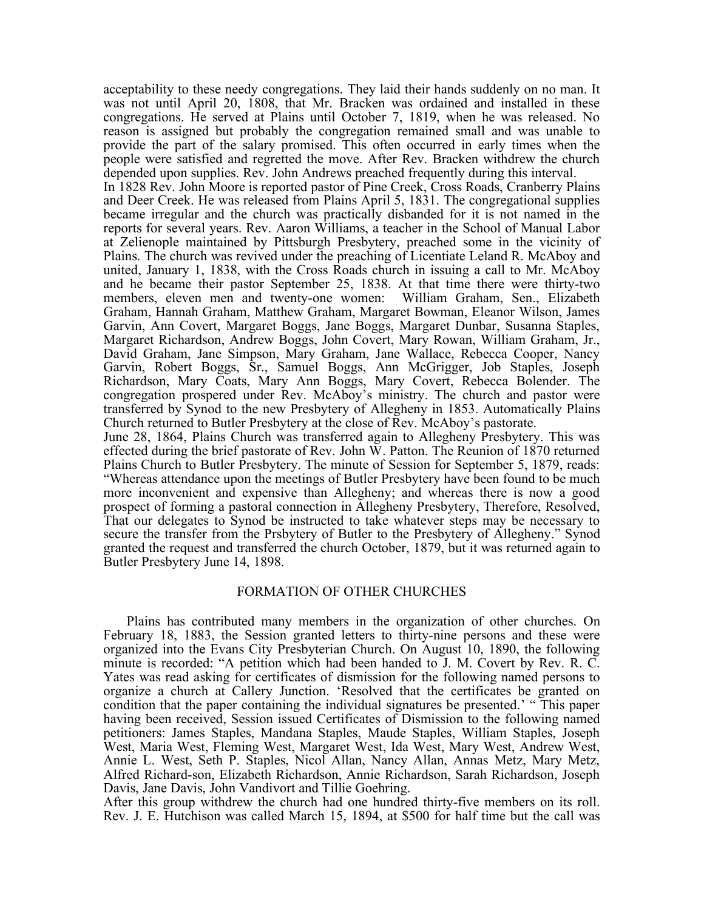acceptability to these needy congregations. They laid their hands suddenly on no man. It was not until April 20, 1808, that Mr. Bracken was ordained and installed in these congregations. He served at Plains until October 7, 1819, when he was released. No reason is assigned but probably the congregation remained small and was unable to provide the part of the salary promised. This often occurred in early times when the people were satisfied and regretted the move. After Rev. Bracken withdrew the church depended upon supplies. Rev. John Andrews preached frequently during this interval.

In 1828 Rev. John Moore is reported pastor of Pine Creek, Cross Roads, Cranberry Plains and Deer Creek. He was released from Plains April 5, 1831. The congregational supplies became irregular and the church was practically disbanded for it is not named in the reports for several years. Rev. Aaron Williams, a teacher in the School of Manual Labor at Zelienople maintained by Pittsburgh Presbytery, preached some in the vicinity of Plains. The church was revived under the preaching of Licentiate Leland R. McAboy and united, January 1, 1838, with the Cross Roads church in issuing a call to Mr. McAboy and he became their pastor September 25, 1838. At that time there were thirty-two members, eleven men and twenty-one women: William Graham, Sen., Elizabeth Graham, Hannah Graham, Matthew Graham, Margaret Bowman, Eleanor Wilson, James Garvin, Ann Covert, Margaret Boggs, Jane Boggs, Margaret Dunbar, Susanna Staples, Margaret Richardson, Andrew Boggs, John Covert, Mary Rowan, William Graham, Jr., David Graham, Jane Simpson, Mary Graham, Jane Wallace, Rebecca Cooper, Nancy Garvin, Robert Boggs, Sr., Samuel Boggs, Ann McGrigger, Job Staples, Joseph Richardson, Mary Coats, Mary Ann Boggs, Mary Covert, Rebecca Bolender. The congregation prospered under Rev. McAboy's ministry. The church and pastor were transferred by Synod to the new Presbytery of Allegheny in 1853. Automatically Plains Church returned to Butler Presbytery at the close of Rev. McAboy's pastorate.

June 28, 1864, Plains Church was transferred again to Allegheny Presbytery. This was effected during the brief pastorate of Rev. John W. Patton. The Reunion of 1870 returned Plains Church to Butler Presbytery. The minute of Session for September 5, 1879, reads: "Whereas attendance upon the meetings of Butler Presbytery have been found to be much more inconvenient and expensive than Allegheny; and whereas there is now a good prospect of forming a pastoral connection in Allegheny Presbytery, Therefore, Resolved, That our delegates to Synod be instructed to take whatever steps may be necessary to secure the transfer from the Prsbytery of Butler to the Presbytery of Allegheny." Synod granted the request and transferred the church October, 1879, but it was returned again to Butler Presbytery June 14, 1898.

## FORMATION OF OTHER CHURCHES

Plains has contributed many members in the organization of other churches. On February 18, 1883, the Session granted letters to thirty-nine persons and these were organized into the Evans City Presbyterian Church. On August 10, 1890, the following minute is recorded: "A petition which had been handed to J. M. Covert by Rev. R. C. Yates was read asking for certificates of dismission for the following named persons to organize a church at Callery Junction. 'Resolved that the certificates be granted on condition that the paper containing the individual signatures be presented.' " This paper having been received, Session issued Certificates of Dismission to the following named petitioners: James Staples, Mandana Staples, Maude Staples, William Staples, Joseph West, Maria West, Fleming West, Margaret West, Ida West, Mary West, Andrew West, Annie L. West, Seth P. Staples, Nicol Allan, Nancy Allan, Annas Metz, Mary Metz, Alfred Richard-son, Elizabeth Richardson, Annie Richardson, Sarah Richardson, Joseph Davis, Jane Davis, John Vandivort and Tillie Goehring.

After this group withdrew the church had one hundred thirty-five members on its roll. Rev. J. E. Hutchison was called March 15, 1894, at $500 for half time but the call was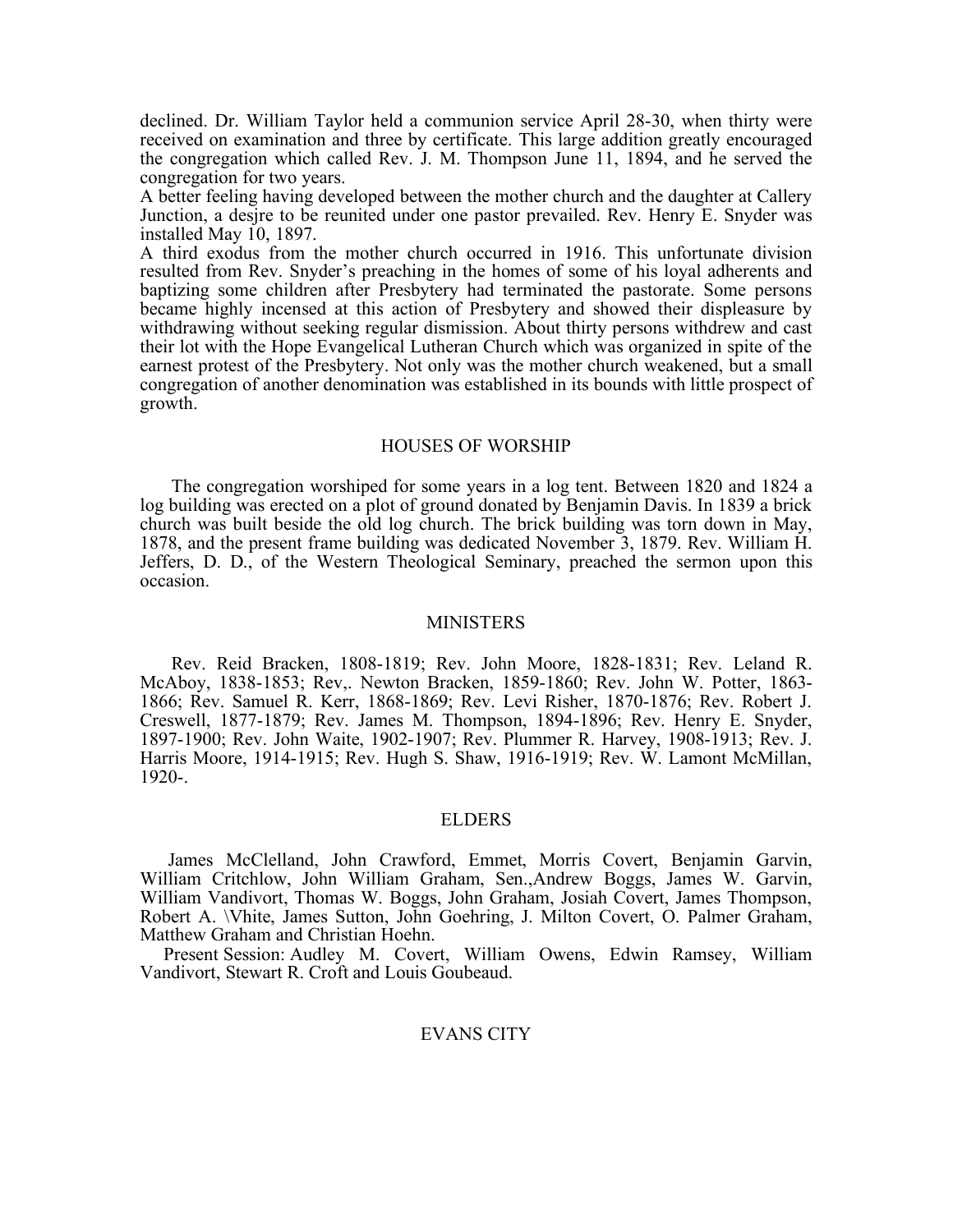declined. Dr. William Taylor held a communion service April 28-30, when thirty were received on examination and three by certificate. This large addition greatly encouraged the congregation which called Rev. J. M. Thompson June 11, 1894, and he served the congregation for two years.

A better feeling having developed between the mother church and the daughter at Callery Junction, a desjre to be reunited under one pastor prevailed. Rev. Henry E. Snyder was installed May 10, 1897.

A third exodus from the mother church occurred in 1916. This unfortunate division resulted from Rev. Snyder's preaching in the homes of some of his loyal adherents and baptizing some children after Presbytery had terminated the pastorate. Some persons became highly incensed at this action of Presbytery and showed their displeasure by withdrawing without seeking regular dismission. About thirty persons withdrew and cast their lot with the Hope Evangelical Lutheran Church which was organized in spite of the earnest protest of the Presbytery. Not only was the mother church weakened, but a small congregation of another denomination was established in its bounds with little prospect of growth.

## HOUSES OF WORSHIP

The congregation worshiped for some years in a log tent. Between 1820 and 1824 a log building was erected on a plot of ground donated by Benjamin Davis. In 1839 a brick church was built beside the old log church. The brick building was torn down in May, 1878, and the present frame building was dedicated November 3, 1879. Rev. William H. Jeffers, D. D., of the Western Theological Seminary, preached the sermon upon this occasion.

## MINISTERS

Rev. Reid Bracken, 1808-1819; Rev. John Moore, 1828-1831; Rev. Leland R. McAboy, 1838-1853; Rev,. Newton Bracken, 1859-1860; Rev. John W. Potter, 1863-1866; Rev. Samuel R. Kerr, 1868-1869; Rev. Levi Risher, 1870-1876; Rev. Robert J. Creswell, 1877-1879; Rev. James M. Thompson, 1894-1896; Rev. Henry E. Snyder, 1897-1900; Rev. John Waite, 1902-1907; Rev. Plummer R. Harvey, 1908-1913; Rev. J. Harris Moore, 1914-1915; Rev. Hugh S. Shaw, 1916-1919; Rev. W. Lamont McMillan, 1920-.

## ELDERS

James McClelland, John Crawford, Emmet, Morris Covert, Benjamin Garvin, William Critchlow, John William Graham, Sen.,Andrew Boggs, James W. Garvin, William Vandivort, Thomas W. Boggs, John Graham, Josiah Covert, James Thompson, Robert A. \Vhite, James Sutton, John Goehring, J. Milton Covert, O. Palmer Graham, Matthew Graham and Christian Hoehn.

Present Session: Audley M. Covert, William Owens, Edwin Ramsey, William Vandivort, Stewart R. Croft and Louis Goubeaud.

## EVANS CITY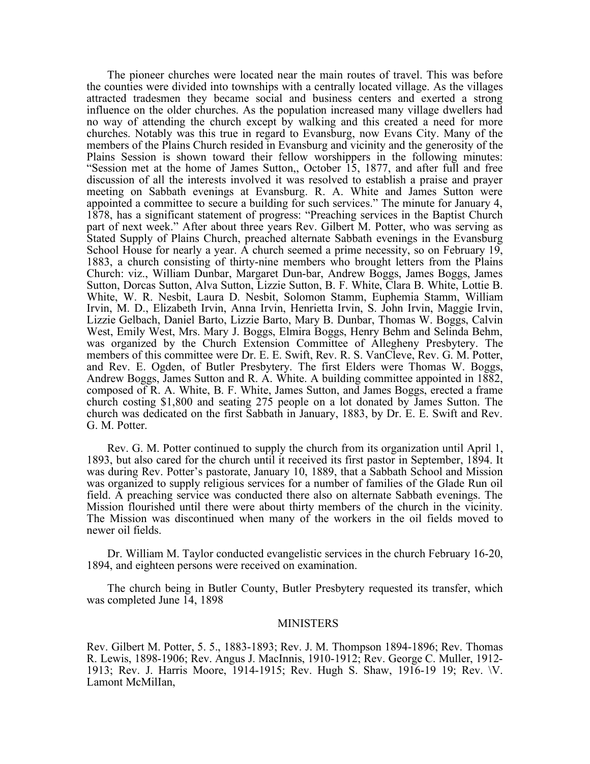The pioneer churches were located near the main routes of travel. This was before the counties were divided into townships with a centrally located village. As the villages attracted tradesmen they became social and business centers and exerted a strong influence on the older churches. As the population increased many village dwellers had no way of attending the church except by walking and this created a need for more churches. Notably was this true in regard to Evansburg, now Evans City. Many of the members of the Plains Church resided in Evansburg and vicinity and the generosity of the Plains Session is shown toward their fellow worshippers in the following minutes: "Session met at the home of James Sutton,, October 15, 1877, and after full and free discussion of all the interests involved it was resolved to establish a praise and prayer meeting on Sabbath evenings at Evansburg. R. A. White and James Sutton were appointed a committee to secure a building for such services." The minute for January 4, 1878, has a significant statement of progress: "Preaching services in the Baptist Church part of next week." After about three years Rev. Gilbert M. Potter, who was serving as Stated Supply of Plains Church, preached alternate Sabbath evenings in the Evansburg School House for nearly a year. A church seemed a prime necessity, so on February 19, 1883, a church consisting of thirty-nine members who brought letters from the Plains Church: viz., William Dunbar, Margaret Dun-bar, Andrew Boggs, James Boggs, James Sutton, Dorcas Sutton, Alva Sutton, Lizzie Sutton, B. F. White, Clara B. White, Lottie B. White, W. R. Nesbit, Laura D. Nesbit, Solomon Stamm, Euphemia Stamm, William Irvin, M. D., Elizabeth Irvin, Anna Irvin, Henrietta Irvin, S. John Irvin, Maggie Irvin, Lizzie Gelbach, Daniel Barto, Lizzie Barto, Mary B. Dunbar, Thomas W. Boggs, Calvin West, Emily West, Mrs. Mary J. Boggs, Elmira Boggs, Henry Behm and Selinda Behm, was organized by the Church Extension Committee of Allegheny Presbytery. The members of this committee were Dr. E. E. Swift, Rev. R. S. VanCleve, Rev. G. M. Potter, and Rev. E. Ogden, of Butler Presbytery. The first Elders were Thomas W. Boggs, Andrew Boggs, James Sutton and R. A. White. A building committee appointed in 1882, composed of R. A. White, B. F. White, James Sutton, and James Boggs, erected a frame church costing $1,800 and seating 275 people on a lot donated by James Sutton. The church was dedicated on the first Sabbath in January, 1883, by Dr. E. E. Swift and Rev. G. M. Potter.

Rev. G. M. Potter continued to supply the church from its organization until April 1, 1893, but also cared for the church until it received its first pastor in September, 1894. It was during Rev. Potter's pastorate, January 10, 1889, that a Sabbath School and Mission was organized to supply religious services for a number of families of the Glade Run oil field. A preaching service was conducted there also on alternate Sabbath evenings. The Mission flourished until there were about thirty members of the church in the vicinity. The Mission was discontinued when many of the workers in the oil fields moved to newer oil fields.

Dr. William M. Taylor conducted evangelistic services in the church February 16-20, 1894, and eighteen persons were received on examination.

The church being in Butler County, Butler Presbytery requested its transfer, which was completed June 14, 1898

## MINISTERS

Rev. Gilbert M. Potter, 5. 5., 1883-1893; Rev. J. M. Thompson 1894-1896; Rev. Thomas R. Lewis, 1898-1906; Rev. Angus J. MacInnis, 1910-1912; Rev. George C. Muller, 1912-1913; Rev. J. Harris Moore, 1914-1915; Rev. Hugh S. Shaw, 1916-19 19; Rev. \V. Lamont McMilIan,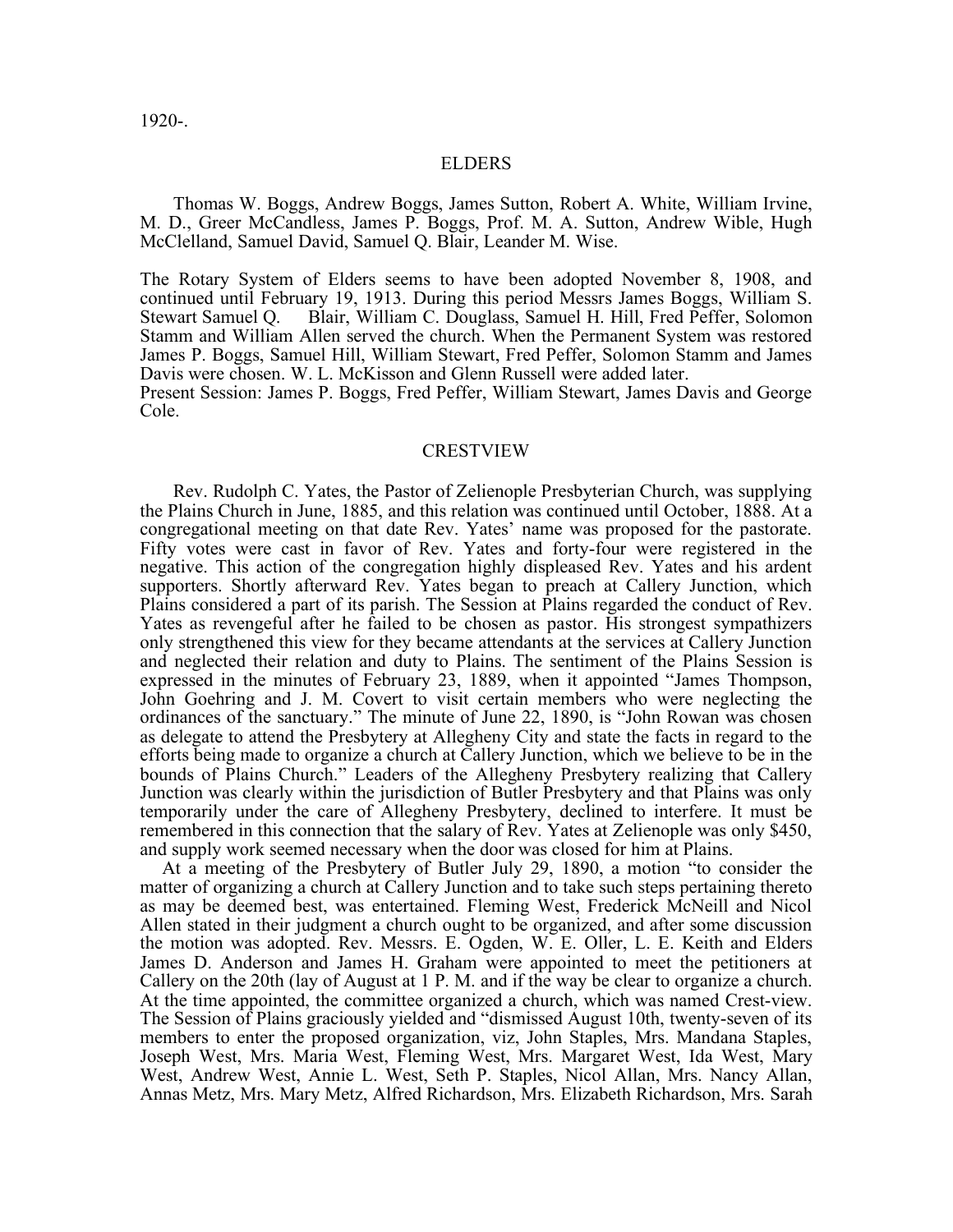1920-.

## ELDERS

Thomas W. Boggs, Andrew Boggs, James Sutton, Robert A. White, William Irvine, M. D., Greer McCandless, James P. Boggs, Prof. M. A. Sutton, Andrew Wible, Hugh McClelland, Samuel David, Samuel Q. Blair, Leander M. Wise.

The Rotary System of Elders seems to have been adopted November 8, 1908, and continued until February 19, 1913. During this period Messrs James Boggs, William S. Stewart Samuel Q. Blair, William C. Douglass, Samuel H. Hill, Fred Peffer, Solomon Stamm and William Allen served the church. When the Permanent System was restored James P. Boggs, Samuel Hill, William Stewart, Fred Peffer, Solomon Stamm and James Davis were chosen. W. L. McKisson and Glenn Russell were added later.
Present Session: James P. Boggs, Fred Peffer, William Stewart, James Davis and George Cole.

## CRESTVIEW

Rev. Rudolph C. Yates, the Pastor of Zelienople Presbyterian Church, was supplying the Plains Church in June, 1885, and this relation was continued until October, 1888. At a congregational meeting on that date Rev. Yates' name was proposed for the pastorate. Fifty votes were cast in favor of Rev. Yates and forty-four were registered in the negative. This action of the congregation highly displeased Rev. Yates and his ardent supporters. Shortly afterward Rev. Yates began to preach at Callery Junction, which Plains considered a part of its parish. The Session at Plains regarded the conduct of Rev. Yates as revengeful after he failed to be chosen as pastor. His strongest sympathizers only strengthened this view for they became attendants at the services at Callery Junction and neglected their relation and duty to Plains. The sentiment of the Plains Session is expressed in the minutes of February 23, 1889, when it appointed "James Thompson, John Goehring and J. M. Covert to visit certain members who were neglecting the ordinances of the sanctuary." The minute of June 22, 1890, is "John Rowan was chosen as delegate to attend the Presbytery at Allegheny City and state the facts in regard to the efforts being made to organize a church at Callery Junction, which we believe to be in the bounds of Plains Church." Leaders of the Allegheny Presbytery realizing that Callery Junction was clearly within the jurisdiction of Butler Presbytery and that Plains was only temporarily under the care of Allegheny Presbytery, declined to interfere. It must be remembered in this connection that the salary of Rev. Yates at Zelienople was only $450, and supply work seemed necessary when the door was closed for him at Plains.

At a meeting of the Presbytery of Butler July 29, 1890, a motion "to consider the matter of organizing a church at Callery Junction and to take such steps pertaining thereto as may be deemed best, was entertained. Fleming West, Frederick McNeill and Nicol Allen stated in their judgment a church ought to be organized, and after some discussion the motion was adopted. Rev. Messrs. E. Ogden, W. E. Oller, L. E. Keith and Elders James D. Anderson and James H. Graham were appointed to meet the petitioners at Callery on the 20th (lay of August at 1 P. M. and if the way be clear to organize a church. At the time appointed, the committee organized a church, which was named Crest-view. The Session of Plains graciously yielded and "dismissed August 10th, twenty-seven of its members to enter the proposed organization, viz, John Staples, Mrs. Mandana Staples, Joseph West, Mrs. Maria West, Fleming West, Mrs. Margaret West, Ida West, Mary West, Andrew West, Annie L. West, Seth P. Staples, Nicol Allan, Mrs. Nancy Allan, Annas Metz, Mrs. Mary Metz, Alfred Richardson, Mrs. Elizabeth Richardson, Mrs. Sarah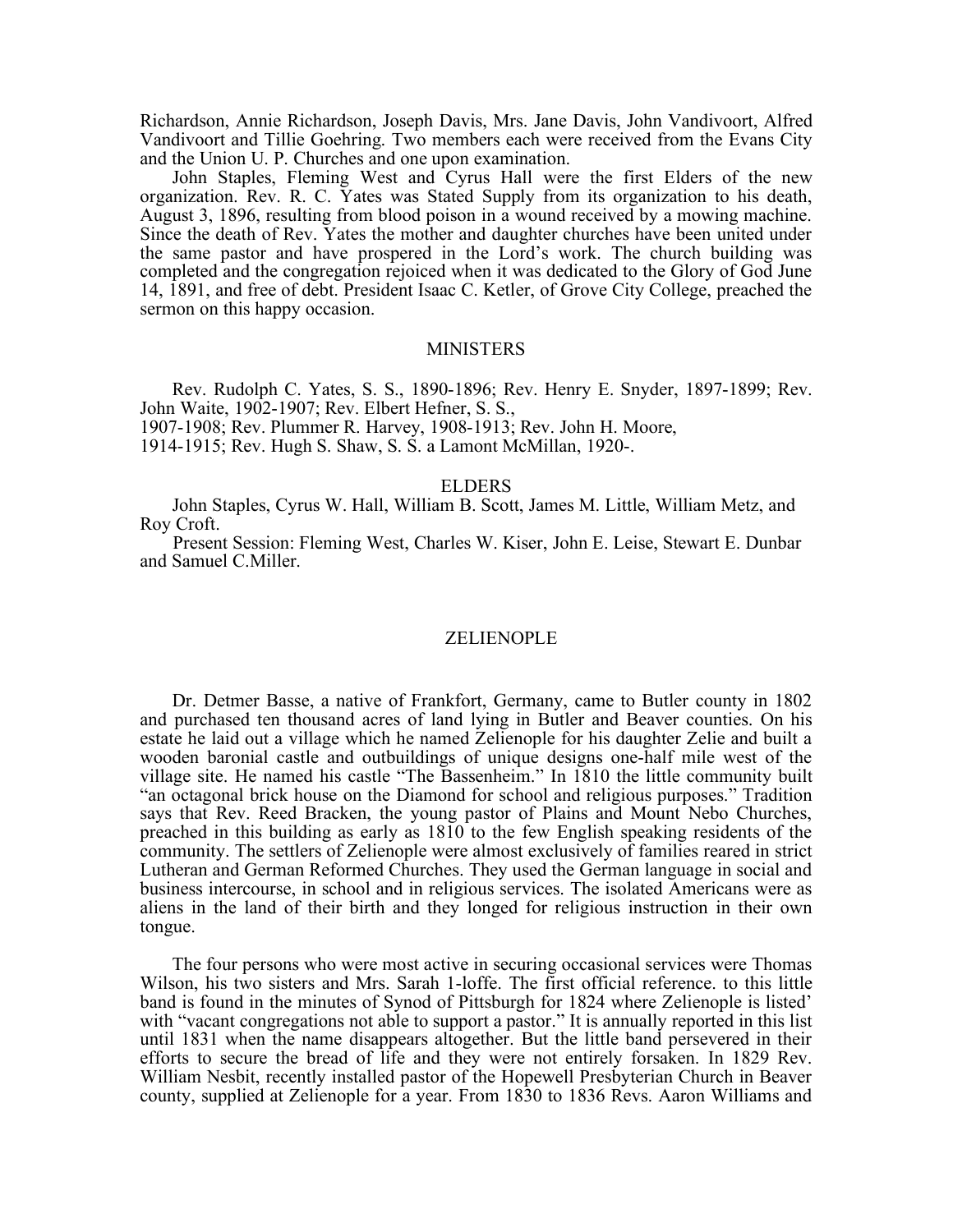Richardson, Annie Richardson, Joseph Davis, Mrs. Jane Davis, John Vandivoort, Alfred Vandivoort and Tillie Goehring. Two members each were received from the Evans City and the Union U. P. Churches and one upon examination.

John Staples, Fleming West and Cyrus Hall were the first Elders of the new organization. Rev. R. C. Yates was Stated Supply from its organization to his death, August 3, 1896, resulting from blood poison in a wound received by a mowing machine. Since the death of Rev. Yates the mother and daughter churches have been united under the same pastor and have prospered in the Lord's work. The church building was completed and the congregation rejoiced when it was dedicated to the Glory of God June 14, 1891, and free of debt. President Isaac C. Ketler, of Grove City College, preached the sermon on this happy occasion.

## MINISTERS

Rev. Rudolph C. Yates, S. S., 1890-1896; Rev. Henry E. Snyder, 1897-1899; Rev. John Waite, 1902-1907; Rev. Elbert Hefner, S. S., 1907-1908; Rev. Plummer R. Harvey, 1908-1913; Rev. John H. Moore, 1914-1915; Rev. Hugh S. Shaw, S. S. a Lamont McMillan, 1920-.

## ELDERS

John Staples, Cyrus W. Hall, William B. Scott, James M. Little, William Metz, and Roy Croft.

Present Session: Fleming West, Charles W. Kiser, John E. Leise, Stewart E. Dunbar and Samuel C.Miller.

## ZELIENOPLE

Dr. Detmer Basse, a native of Frankfort, Germany, came to Butler county in 1802 and purchased ten thousand acres of land lying in Butler and Beaver counties. On his estate he laid out a village which he named Zelienople for his daughter Zelie and built a wooden baronial castle and outbuildings of unique designs one-half mile west of the village site. He named his castle "The Bassenheim." In 1810 the little community built "an octagonal brick house on the Diamond for school and religious purposes." Tradition says that Rev. Reed Bracken, the young pastor of Plains and Mount Nebo Churches, preached in this building as early as 1810 to the few English speaking residents of the community. The settlers of Zelienople were almost exclusively of families reared in strict Lutheran and German Reformed Churches. They used the German language in social and business intercourse, in school and in religious services. The isolated Americans were as aliens in the land of their birth and they longed for religious instruction in their own tongue.

The four persons who were most active in securing occasional services were Thomas Wilson, his two sisters and Mrs. Sarah 1-loffe. The first official reference. to this little band is found in the minutes of Synod of Pittsburgh for 1824 where Zelienople is listed' with "vacant congregations not able to support a pastor." It is annually reported in this list until 1831 when the name disappears altogether. But the little band persevered in their efforts to secure the bread of life and they were not entirely forsaken. In 1829 Rev. William Nesbit, recently installed pastor of the Hopewell Presbyterian Church in Beaver county, supplied at Zelienople for a year. From 1830 to 1836 Revs. Aaron Williams and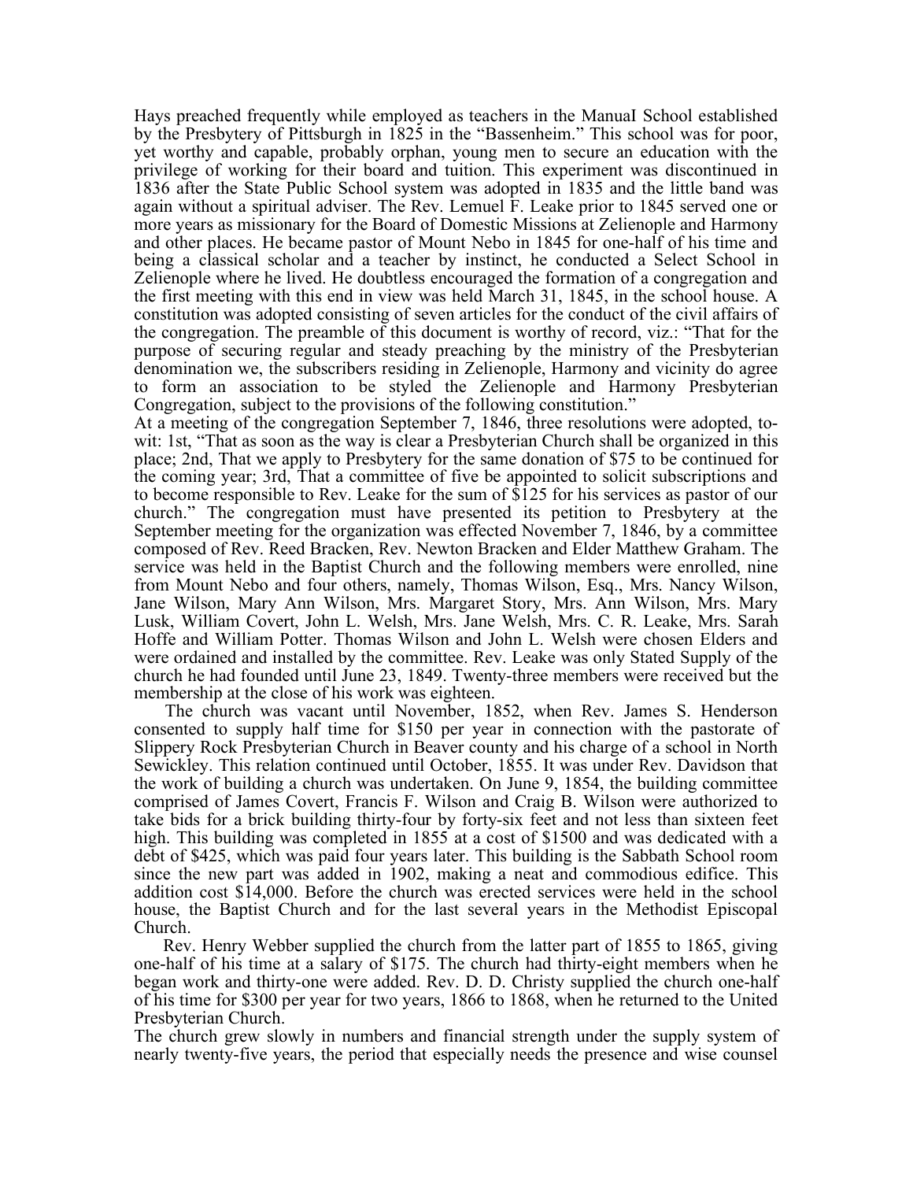Hays preached frequently while employed as teachers in the ManuaI School established by the Presbytery of Pittsburgh in 1825 in the "Bassenheim." This school was for poor, yet worthy and capable, probably orphan, young men to secure an education with the privilege of working for their board and tuition. This experiment was discontinued in 1836 after the State Public School system was adopted in 1835 and the little band was again without a spiritual adviser. The Rev. Lemuel F. Leake prior to 1845 served one or more years as missionary for the Board of Domestic Missions at Zelienople and Harmony and other places. He became pastor of Mount Nebo in 1845 for one-half of his time and being a classical scholar and a teacher by instinct, he conducted a Select School in Zelienople where he lived. He doubtless encouraged the formation of a congregation and the first meeting with this end in view was held March 31, 1845, in the school house. A constitution was adopted consisting of seven articles for the conduct of the civil affairs of the congregation. The preamble of this document is worthy of record, viz.: "That for the purpose of securing regular and steady preaching by the ministry of the Presbyterian denomination we, the subscribers residing in Zelienople, Harmony and vicinity do agree to form an association to be styled the Zelienople and Harmony Presbyterian Congregation, subject to the provisions of the following constitution."

At a meeting of the congregation September 7, 1846, three resolutions were adopted, to-wit: 1st, "That as soon as the way is clear a Presbyterian Church shall be organized in this place; 2nd, That we apply to Presbytery for the same donation of $75 to be continued for the coming year; 3rd, That a committee of five be appointed to solicit subscriptions and to become responsible to Rev. Leake for the sum of $125 for his services as pastor of our church." The congregation must have presented its petition to Presbytery at the September meeting for the organization was effected November 7, 1846, by a committee composed of Rev. Reed Bracken, Rev. Newton Bracken and Elder Matthew Graham. The service was held in the Baptist Church and the following members were enrolled, nine from Mount Nebo and four others, namely, Thomas Wilson, Esq., Mrs. Nancy Wilson, Jane Wilson, Mary Ann Wilson, Mrs. Margaret Story, Mrs. Ann Wilson, Mrs. Mary Lusk, William Covert, John L. Welsh, Mrs. Jane Welsh, Mrs. C. R. Leake, Mrs. Sarah Hoffe and William Potter. Thomas Wilson and John L. Welsh were chosen Elders and were ordained and installed by the committee. Rev. Leake was only Stated Supply of the church he had founded until June 23, 1849. Twenty-three members were received but the membership at the close of his work was eighteen.

The church was vacant until November, 1852, when Rev. James S. Henderson consented to supply half time for $150 per year in connection with the pastorate of Slippery Rock Presbyterian Church in Beaver county and his charge of a school in North Sewickley. This relation continued until October, 1855. It was under Rev. Davidson that the work of building a church was undertaken. On June 9, 1854, the building committee comprised of James Covert, Francis F. Wilson and Craig B. Wilson were authorized to take bids for a brick building thirty-four by forty-six feet and not less than sixteen feet high. This building was completed in 1855 at a cost of $1500 and was dedicated with a debt of $425, which was paid four years later. This building is the Sabbath School room since the new part was added in 1902, making a neat and commodious edifice. This addition cost $14,000. Before the church was erected services were held in the school house, the Baptist Church and for the last several years in the Methodist Episcopal Church.

Rev. Henry Webber supplied the church from the latter part of 1855 to 1865, giving one-half of his time at a salary of $175. The church had thirty-eight members when he began work and thirty-one were added. Rev. D. D. Christy supplied the church one-half of his time for $300 per year for two years, 1866 to 1868, when he returned to the United Presbyterian Church.

The church grew slowly in numbers and financial strength under the supply system of nearly twenty-five years, the period that especially needs the presence and wise counsel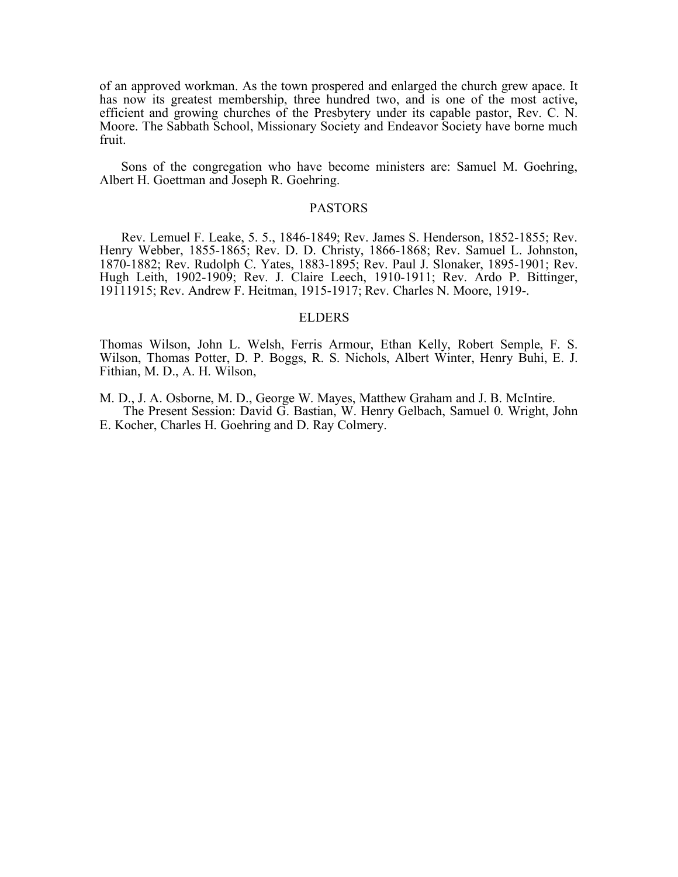of an approved workman. As the town prospered and enlarged the church grew apace. It has now its greatest membership, three hundred two, and is one of the most active, efficient and growing churches of the Presbytery under its capable pastor, Rev. C. N. Moore. The Sabbath School, Missionary Society and Endeavor Society have borne much fruit.

Sons of the congregation who have become ministers are: Samuel M. Goehring, Albert H. Goettman and Joseph R. Goehring.

## PASTORS

Rev. Lemuel F. Leake, 5. 5., 1846-1849; Rev. James S. Henderson, 1852-1855; Rev. Henry Webber, 1855-1865; Rev. D. D. Christy, 1866-1868; Rev. Samuel L. Johnston, 1870-1882; Rev. Rudolph C. Yates, 1883-1895; Rev. Paul J. Slonaker, 1895-1901; Rev. Hugh Leith, 1902-1909; Rev. J. Claire Leech, 1910-1911; Rev. Ardo P. Bittinger, 19111915; Rev. Andrew F. Heitman, 1915-1917; Rev. Charles N. Moore, 1919-.

## ELDERS

Thomas Wilson, John L. Welsh, Ferris Armour, Ethan Kelly, Robert Semple, F. S. Wilson, Thomas Potter, D. P. Boggs, R. S. Nichols, Albert Winter, Henry Buhi, E. J. Fithian, M. D., A. H. Wilson,

M. D., J. A. Osborne, M. D., George W. Mayes, Matthew Graham and J. B. McIntire.

The Present Session: David G. Bastian, W. Henry Gelbach, Samuel 0. Wright, John E. Kocher, Charles H. Goehring and D. Ray Colmery.